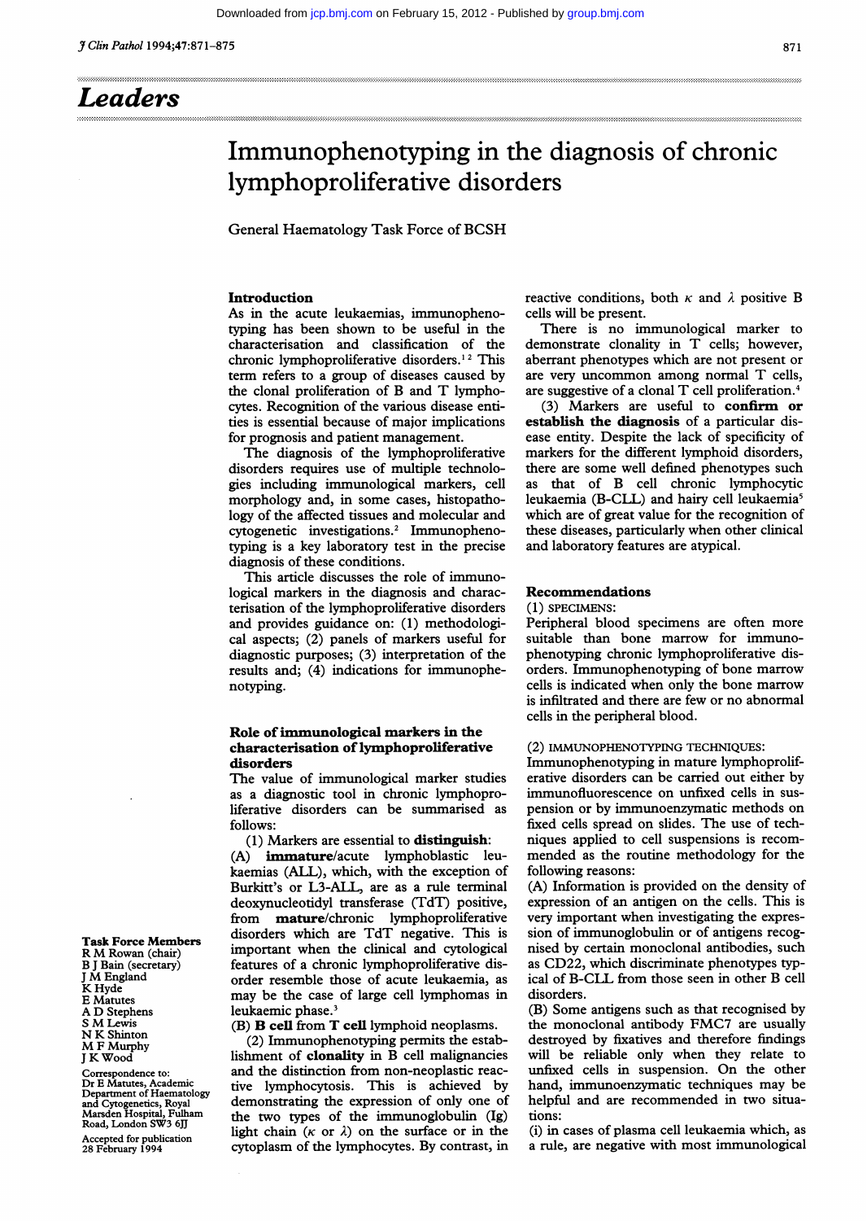# Leaders

## Immunophenotyping in the diagnosis of chronic lymphoproliferative disorders

General Haematology Task Force of BCSH

### Introduction

As in the acute leukaemias, immunophenotyping has been shown to be useful in the characterisation and classification of the chronic lymphoproliferative disorders.[1,2] This term refers to a group of diseases caused by the clonal proliferation of B and T lymphocytes. Recognition of the various disease entities is essential because of major implications for prognosis and patient management.

The diagnosis of the lymphoproliferative disorders requires use of multiple technologies including immunological markers, cell morphology and, in some cases, histopathology of the affected tissues and molecular and cytogenetic investigations.[2] Immunophenotyping is a key laboratory test in the precise diagnosis of these conditions.

This article discusses the role of immunological markers in the diagnosis and characterisation of the lymphoproliferative disorders and provides guidance on: (1) methodological aspects; (2) panels of markers useful for diagnostic purposes; (3) interpretation of the results and; (4) indications for immunophenotyping.

### Role of immunological markers in the characterisation of lymphoproliferative disorders

The value of immunological marker studies as a diagnostic tool in chronic lymphoproliferative disorders can be summarised as follows:

(1) Markers are essential to **distinguish**:
(A) **immature**/acute lymphoblastic leukaemias (ALL), which, with the exception of Burkitt's or L3-ALL, are as a rule terminal deoxynucleotidyl transferase (TdT) positive, from **mature**/chronic lymphoproliferative disorders which are TdT negative. This is important when the clinical and cytological features of a chronic lymphoproliferative disorder resemble those of acute leukaemia, as may be the case of large cell lymphomas in leukaemic phase.[3]
(B) **B cell** from **T cell** lymphoid neoplasms.

(2) Immunophenotyping permits the establishment of **clonality** in B cell malignancies and the distinction from non-neoplastic reactive lymphocytosis. This is achieved by demonstrating the expression of only one of the two types of the immunoglobulin (Ig) light chain (κ or λ) on the surface or in the cytoplasm of the lymphocytes. By contrast, in reactive conditions, both κ and λ positive B cells will be present.

There is no immunological marker to demonstrate clonality in T cells; however, aberrant phenotypes which are not present or are very uncommon among normal T cells, are suggestive of a clonal T cell proliferation.[4]

(3) Markers are useful to **confirm or establish the diagnosis** of a particular disease entity. Despite the lack of specificity of markers for the different lymphoid disorders, there are some well defined phenotypes such as that of B cell chronic lymphocytic leukaemia (B-CLL) and hairy cell leukaemia[5] which are of great value for the recognition of these diseases, particularly when other clinical and laboratory features are atypical.

### Recommendations

(1) SPECIMENS:
Peripheral blood specimens are often more suitable than bone marrow for immunophenotyping chronic lymphoproliferative disorders. Immunophenotyping of bone marrow cells is indicated when only the bone marrow is infiltrated and there are few or no abnormal cells in the peripheral blood.

(2) IMMUNOPHENOTYPING TECHNIQUES:
Immunophenotyping in mature lymphoproliferative disorders can be carried out either by immunofluorescence on unfixed cells in suspension or by immunoenzymatic methods on fixed cells spread on slides. The use of techniques applied to cell suspensions is recommended as the routine methodology for the following reasons:
(A) Information is provided on the density of expression of an antigen on the cells. This is very important when investigating the expression of immunoglobulin or of antigens recognised by certain monoclonal antibodies, such as CD22, which discriminate phenotypes typical of B-CLL from those seen in other B cell disorders.
(B) Some antigens such as that recognised by the monoclonal antibody FMC7 are usually destroyed by fixatives and therefore findings will be reliable only when they relate to unfixed cells in suspension. On the other hand, immunoenzymatic techniques may be helpful and are recommended in two situations:
(i) in cases of plasma cell leukaemia which, as a rule, are negative with most immunological

**Task Force Members**
R M Rowan (chair)
B J Bain (secretary)
J M England
K Hyde
E Matutes
A D Stephens
S M Lewis
N K Shinton
M F Murphy
J K Wood

Correspondence to: Dr E Matutes, Academic Department of Haematology and Cytogenetics, Royal Marsden Hospital, Fulham Road, London SW3 6JJ

Accepted for publication 28 February 1994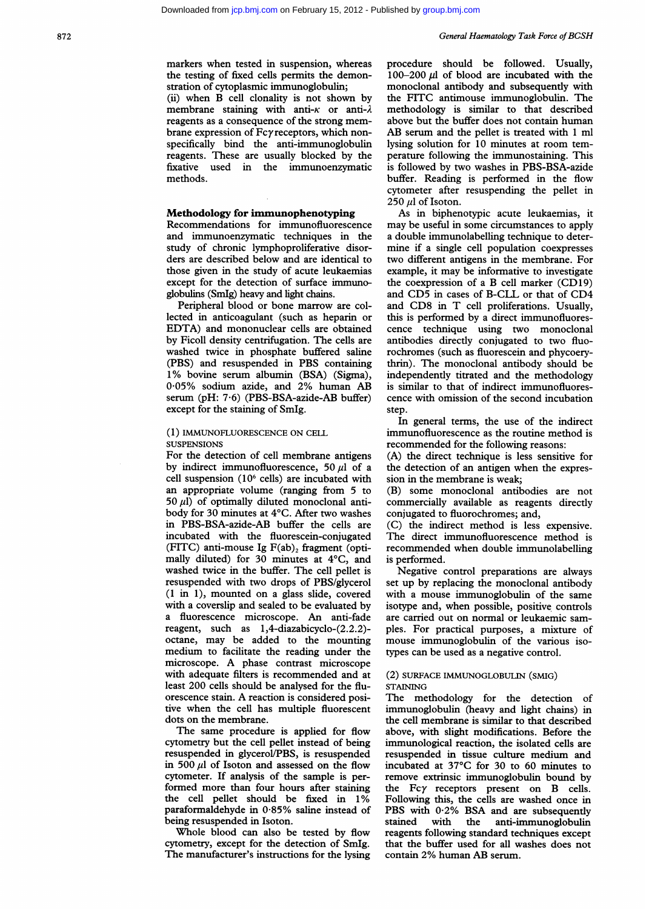markers when tested in suspension, whereas the testing of fixed cells permits the demonstration of cytoplasmic immunoglobulin;
(ii) when B cell clonality is not shown by membrane staining with anti-$\kappa$ or anti-$\lambda$ reagents as a consequence of the strong membrane expression of Fc$\gamma$ receptors, which non-specifically bind the anti-immunoglobulin reagents. These are usually blocked by the fixative used in the immunoenzymatic methods.

## Methodology for immunophenotyping

Recommendations for immunofluorescence and immunoenzymatic techniques in the study of chronic lymphoproliferative disorders are described below and are identical to those given in the study of acute leukaemias except for the detection of surface immunoglobulins (SmIg) heavy and light chains.

Peripheral blood or bone marrow are collected in anticoagulant (such as heparin or EDTA) and mononuclear cells are obtained by Ficoll density centrifugation. The cells are washed twice in phosphate buffered saline (PBS) and resuspended in PBS containing 1% bovine serum albumin (BSA) (Sigma), 0·05% sodium azide, and 2% human AB serum (pH: 7·6) (PBS-BSA-azide-AB buffer) except for the staining of SmIg.

### (1) Immunofluorescence on cell suspensions

For the detection of cell membrane antigens by indirect immunofluorescence, 50 $\mu$l of a cell suspension ($10^6$ cells) are incubated with an appropriate volume (ranging from 5 to 50 $\mu$l) of optimally diluted monoclonal antibody for 30 minutes at 4°C. After two washes in PBS-BSA-azide-AB buffer the cells are incubated with the fluorescein-conjugated (FITC) anti-mouse Ig $F(ab)_2$ fragment (optimally diluted) for 30 minutes at 4°C, and washed twice in the buffer. The cell pellet is resuspended with two drops of PBS/glycerol (1 in 1), mounted on a glass slide, covered with a coverslip and sealed to be evaluated by a fluorescence microscope. An anti-fade reagent, such as 1,4-diazabicyclo-(2.2.2)-octane, may be added to the mounting medium to facilitate the reading under the microscope. A phase contrast microscope with adequate filters is recommended and at least 200 cells should be analysed for the fluorescence stain. A reaction is considered positive when the cell has multiple fluorescent dots on the membrane.

The same procedure is applied for flow cytometry but the cell pellet instead of being resuspended in glycerol/PBS, is resuspended in 500 $\mu$l of Isoton and assessed on the flow cytometer. If analysis of the sample is performed more than four hours after staining the cell pellet should be fixed in 1% paraformaldehyde in 0·85% saline instead of being resuspended in Isoton.

Whole blood can also be tested by flow cytometry, except for the detection of SmIg. The manufacturer's instructions for the lysing procedure should be followed. Usually, 100–200 $\mu$l of blood are incubated with the monoclonal antibody and subsequently with the FITC antimouse immunoglobulin. The methodology is similar to that described above but the buffer does not contain human AB serum and the pellet is treated with 1 ml lysing solution for 10 minutes at room temperature following the immunostaining. This is followed by two washes in PBS-BSA-azide buffer. Reading is performed in the flow cytometer after resuspending the pellet in 250 $\mu$l of Isoton.

As in biphenotypic acute leukaemias, it may be useful in some circumstances to apply a double immunolabelling technique to determine if a single cell population coexpresses two different antigens in the membrane. For example, it may be informative to investigate the coexpression of a B cell marker (CD19) and CD5 in cases of B-CLL or that of CD4 and CD8 in T cell proliferations. Usually, this is performed by a direct immunofluorescence technique using two monoclonal antibodies directly conjugated to two fluorochromes (such as fluorescein and phycoerythrin). The monoclonal antibody should be independently titrated and the methodology is similar to that of indirect immunofluorescence with omission of the second incubation step.

In general terms, the use of the indirect immunofluorescence as the routine method is recommended for the following reasons:
(A) the direct technique is less sensitive for the detection of an antigen when the expression in the membrane is weak;
(B) some monoclonal antibodies are not commercially available as reagents directly conjugated to fluorochromes; and,
(C) the indirect method is less expensive. The direct immunofluorescence method is recommended when double immunolabelling is performed.

Negative control preparations are always set up by replacing the monoclonal antibody with a mouse immunoglobulin of the same isotype and, when possible, positive controls are carried out on normal or leukaemic samples. For practical purposes, a mixture of mouse immunoglobulin of the various isotypes can be used as a negative control.

### (2) Surface immunoglobulin (SmIg) staining

The methodology for the detection of immunoglobulin (heavy and light chains) in the cell membrane is similar to that described above, with slight modifications. Before the immunological reaction, the isolated cells are resuspended in tissue culture medium and incubated at 37°C for 30 to 60 minutes to remove extrinsic immunoglobulin bound by the Fc$\gamma$ receptors present on B cells. Following this, the cells are washed once in PBS with 0·2% BSA and are subsequently stained with the anti-immunoglobulin reagents following standard techniques except that the buffer used for all washes does not contain 2% human AB serum.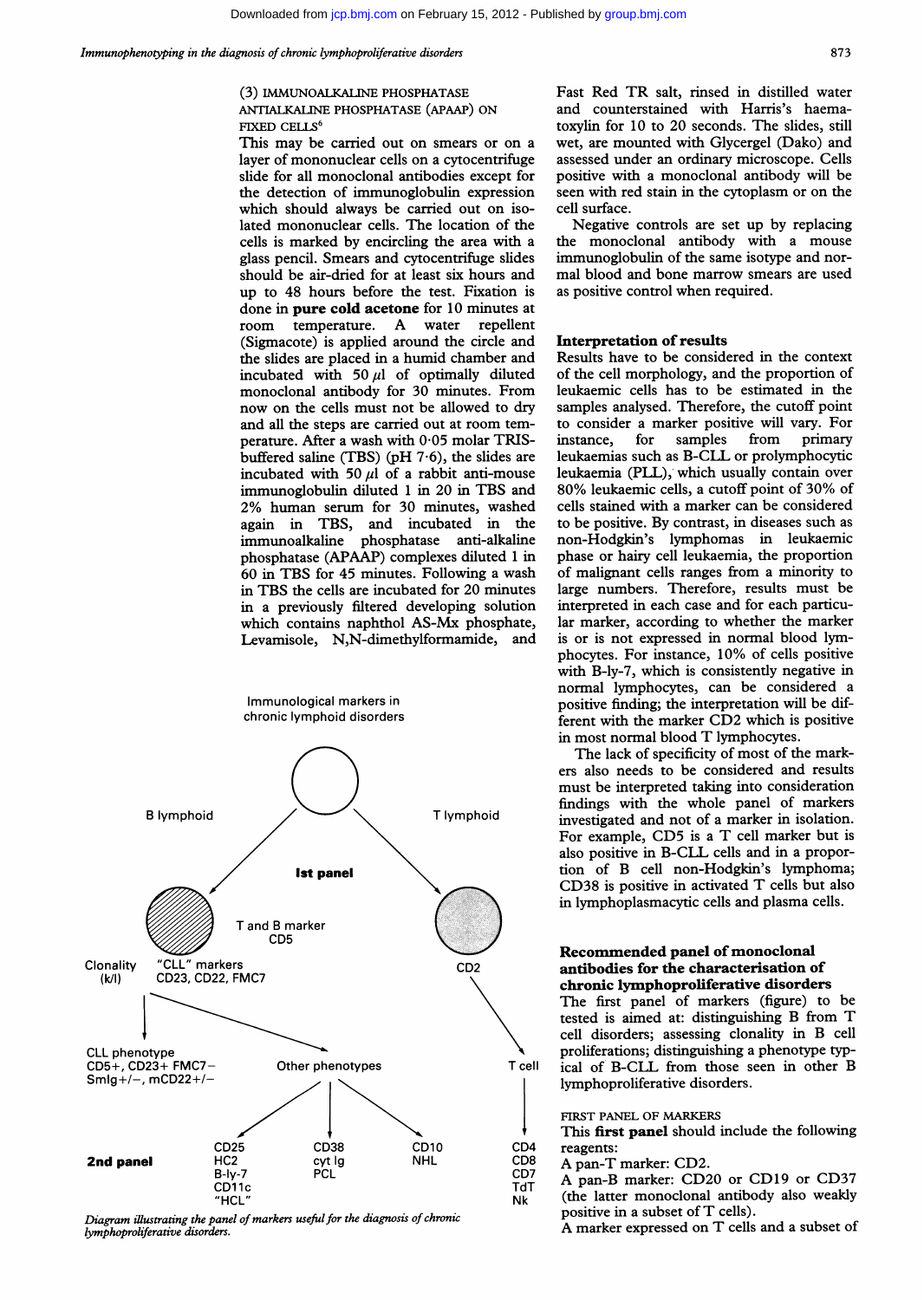(3) IMMUNOALKALINE PHOSPHATASE ANTIALKALINE PHOSPHATASE (APAAP) ON FIXED CELLS[6]

This may be carried out on smears or on a layer of mononuclear cells on a cytocentrifuge slide for all monoclonal antibodies except for the detection of immunoglobulin expression which should always be carried out on isolated mononuclear cells. The location of the cells is marked by encircling the area with a glass pencil. Smears and cytocentrifuge slides should be air-dried for at least six hours and up to 48 hours before the test. Fixation is done in **pure cold acetone** for 10 minutes at room temperature. A water repellent (Sigmacote) is applied around the circle and the slides are placed in a humid chamber and incubated with 50 $\mu$l of optimally diluted monoclonal antibody for 30 minutes. From now on the cells must not be allowed to dry and all the steps are carried out at room temperature. After a wash with 0·05 molar TRIS-buffered saline (TBS) (pH 7·6), the slides are incubated with 50 $\mu$l of a rabbit anti-mouse immunoglobulin diluted 1 in 20 in TBS and 2% human serum for 30 minutes, washed again in TBS, and incubated in the immunoalkaline phosphatase anti-alkaline phosphatase (APAAP) complexes diluted 1 in 60 in TBS for 45 minutes. Following a wash in TBS the cells are incubated for 20 minutes in a previously filtered developing solution which contains naphthol AS-Mx phosphate, Levamisole, N,N-dimethylformamide, and Fast Red TR salt, rinsed in distilled water and counterstained with Harris's haematoxylin for 10 to 20 seconds. The slides, still wet, are mounted with Glycergel (Dako) and assessed under an ordinary microscope. Cells positive with a monoclonal antibody will be seen with red stain in the cytoplasm or on the cell surface.

Negative controls are set up by replacing the monoclonal antibody with a mouse immunoglobulin of the same isotype and normal blood and bone marrow smears are used as positive control when required.

Immunological markers in chronic lymphoid disorders

B lymphoid — 1st panel — T lymphoid

T and B marker CD5

Clonality (k/l) — "CLL" markers CD23, CD22, FMC7 — CD2

CLL phenotype CD5+, CD23+ FMC7− SmIg+/−, mCD22+/−

Other phenotypes

T cell

2nd panel: CD25, HC2, B-ly-7, CD11c, "HCL" | CD38, cyt Ig, PCL | CD10, NHL | CD4, CD8, CD7, TdT, Nk

*Diagram illustrating the panel of markers useful for the diagnosis of chronic lymphoproliferative disorders.*

## Interpretation of results

Results have to be considered in the context of the cell morphology, and the proportion of leukaemic cells has to be estimated in the samples analysed. Therefore, the cutoff point to consider a marker positive will vary. For instance, for samples from primary leukaemias such as B-CLL or prolymphocytic leukaemia (PLL), which usually contain over 80% leukaemic cells, a cutoff point of 30% of cells stained with a marker can be considered to be positive. By contrast, in diseases such as non-Hodgkin's lymphomas in leukaemic phase or hairy cell leukaemia, the proportion of malignant cells ranges from a minority to large numbers. Therefore, results must be interpreted in each case and for each particular marker, according to whether the marker is or is not expressed in normal blood lymphocytes. For instance, 10% of cells positive with B-ly-7, which is consistently negative in normal lymphocytes, can be considered a positive finding; the interpretation will be different with the marker CD2 which is positive in most normal blood T lymphocytes.

The lack of specificity of most of the markers also needs to be considered and results must be interpreted taking into consideration findings with the whole panel of markers investigated and not of a marker in isolation. For example, CD5 is a T cell marker but is also positive in B-CLL cells and in a proportion of B cell non-Hodgkin's lymphoma; CD38 is positive in activated T cells but also in lymphoplasmacytic cells and plasma cells.

## Recommended panel of monoclonal antibodies for the characterisation of chronic lymphoproliferative disorders

The first panel of markers (figure) to be tested is aimed at: distinguishing B from T cell disorders; assessing clonality in B cell proliferations; distinguishing a phenotype typical of B-CLL from those seen in other B lymphoproliferative disorders.

### FIRST PANEL OF MARKERS

This **first panel** should include the following reagents:

A pan-T marker: CD2.

A pan-B marker: CD20 or CD19 or CD37 (the latter monoclonal antibody also weakly positive in a subset of T cells).

A marker expressed on T cells and a subset of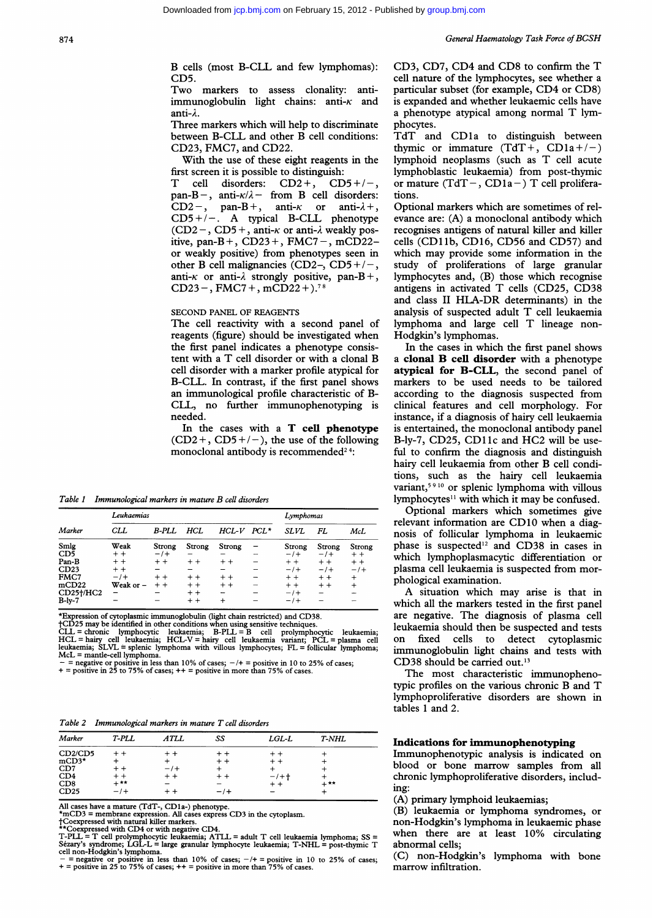B cells (most B-CLL and few lymphomas): CD5.

Two markers to assess clonality: anti-immunoglobulin light chains: anti-κ and anti-λ.

Three markers which will help to discriminate between B-CLL and other B cell conditions: CD23, FMC7, and CD22.

With the use of these eight reagents in the first screen it is possible to distinguish: T cell disorders: CD2+, CD5+/−, pan-B−, anti-κ/λ− from B cell disorders: CD2−, pan-B+, anti-κ or anti-λ+, CD5+/−. A typical B-CLL phenotype (CD2−, CD5+, anti-κ or anti-λ weakly positive, pan-B+, CD23+, FMC7−, mCD22− or weakly positive) from phenotypes seen in other B cell malignancies (CD2−, CD5+/−, anti-κ or anti-λ strongly positive, pan-B+, CD23−, FMC7+, mCD22+).[7,8]

### SECOND PANEL OF REAGENTS

The cell reactivity with a second panel of reagents (figure) should be investigated when the first panel indicates a phenotype consistent with a T cell disorder or with a clonal B cell disorder with a marker profile atypical for B-CLL. In contrast, if the first panel shows an immunological profile characteristic of B-CLL, no further immunophenotyping is needed.

In the cases with a **T cell phenotype** (CD2+, CD5+/−), the use of the following monoclonal antibody is recommended[2,4]:

CD3, CD7, CD4 and CD8 to confirm the T cell nature of the lymphocytes, see whether a particular subset (for example, CD4 or CD8) is expanded and whether leukaemic cells have a phenotype atypical among normal T lymphocytes.

TdT and CD1a to distinguish between thymic or immature (TdT+, CD1a+/−) lymphoid neoplasms (such as T cell acute lymphoblastic leukaemia) from post-thymic or mature (TdT−, CD1a−) T cell proliferations.

Optional markers which are sometimes of relevance are: (A) a monoclonal antibody which recognises antigens of natural killer and killer cells (CD11b, CD16, CD56 and CD57) and which may provide some information in the study of proliferations of large granular lymphocytes and, (B) those which recognise antigens in activated T cells (CD25, CD38 and class II HLA-DR determinants) in the analysis of suspected adult T cell leukaemia lymphoma and large cell T lineage non-Hodgkin's lymphomas.

In the cases in which the first panel shows a **clonal B cell disorder** with a phenotype **atypical for B-CLL**, the second panel of markers to be used needs to be tailored according to the diagnosis suspected from clinical features and cell morphology. For instance, if a diagnosis of hairy cell leukaemia is entertained, the monoclonal antibody panel B-ly-7, CD25, CD11c and HC2 will be useful to confirm the diagnosis and distinguish hairy cell leukaemia from other B cell conditions, such as the hairy cell leukaemia variant,[5,9,10] or splenic lymphoma with villous lymphocytes[11] with which it may be confused.

Optional markers which sometimes give relevant information are CD10 when a diagnosis of follicular lymphoma in leukaemic phase is suspected[12] and CD38 in cases in which lymphoplasmacytic differentiation or plasma cell leukaemia is suspected from morphological examination.

A situation which may arise is that in which all the markers tested in the first panel are negative. The diagnosis of plasma cell leukaemia should then be suspected and tests on fixed cells to detect cytoplasmic immunoglobulin light chains and tests with CD38 should be carried out.[13]

The most characteristic immunophenotypic profiles on the various chronic B and T lymphoproliferative disorders are shown in tables 1 and 2.

*Table 1 Immunological markers in mature B cell disorders*

| | Leukaemias | | | | | Lymphomas | | |
|---|---|---|---|---|---|---|---|---|
| Marker | CLL | B-PLL | HCL | HCL-V | PCL* | SLVL | FL | McL |
| SmIg | Weak | Strong | Strong | Strong | − | Strong | Strong | Strong |
| CD5 | ++ | −/+ | − | − | − | −/+ | −/+ | ++ |
| Pan-B | ++ | ++ | ++ | ++ | − | ++ | ++ | ++ |
| CD23 | ++ | − | − | − | − | −/+ | −/+ | −/+ |
| FMC7 | −/+ | ++ | ++ | ++ | − | ++ | ++ | + |
| mCD22 | Weak or − | ++ | ++ | ++ | − | ++ | ++ | + |
| CD25†/HC2 | − | − | ++ | − | − | −/+ | − | − |
| B-ly-7 | − | − | ++ | + | − | −/+ | − | − |

*Expression of cytoplasmic immunoglobulin (light chain restricted) and CD38.
†CD25 may be identified in other conditions when using sensitive techniques.
CLL = chronic lymphocytic leukaemia; B-PLL = B cell prolymphocytic leukaemia; HCL = hairy cell leukaemia; HCL-V = hairy cell leukaemia variant; PCL = plasma cell leukaemia; SLVL = splenic lymphoma with villous lymphocytes; FL = follicular lymphoma; McL = mantle-cell lymphoma.
− = negative or positive in less than 10% of cases; −/+ = positive in 10 to 25% of cases; + = positive in 25 to 75% of cases; ++ = positive in more than 75% of cases.

*Table 2 Immunological markers in mature T cell disorders*

| Marker | T-PLL | ATLL | SS | LGL-L | T-NHL |
|---|---|---|---|---|---|
| CD2/CD5 | ++ | ++ | ++ | ++ | + |
| mCD3* | + | + | ++ | ++ | + |
| CD7 | ++ | −/+ | + | + | + |
| CD4 | ++ | ++ | ++ | −/+† | + |
| CD8 | +** | − | − | ++ | +** |
| CD25 | −/+ | ++ | −/+ | − | + |

All cases have a mature (TdT−, CD1a−) phenotype.
*mCD3 = membrane expression. All cases express CD3 in the cytoplasm.
†Coexpressed with natural killer markers.
**Coexpressed with CD4 or with negative CD4.
T-PLL = T cell prolymphocytic leukaemia; ATLL = adult T cell leukaemia lymphoma; SS = Sézary's syndrome; LGL-L = large granular lymphocyte leukaemia; T-NHL = post-thymic T cell non-Hodgkin's lymphoma.
− = negative or positive in less than 10% of cases; −/+ = positive in 10 to 25% of cases; + = positive in 25 to 75% of cases; ++ = positive in more than 75% of cases.

## Indications for immunophenotyping

Immunophenotypic analysis is indicated on blood or bone marrow samples from all chronic lymphoproliferative disorders, including:

(A) primary lymphoid leukaemias;

(B) leukaemia or lymphoma syndromes, or non-Hodgkin's lymphoma in leukaemic phase when there are at least 10% circulating abnormal cells;

(C) non-Hodgkin's lymphoma with bone marrow infiltration.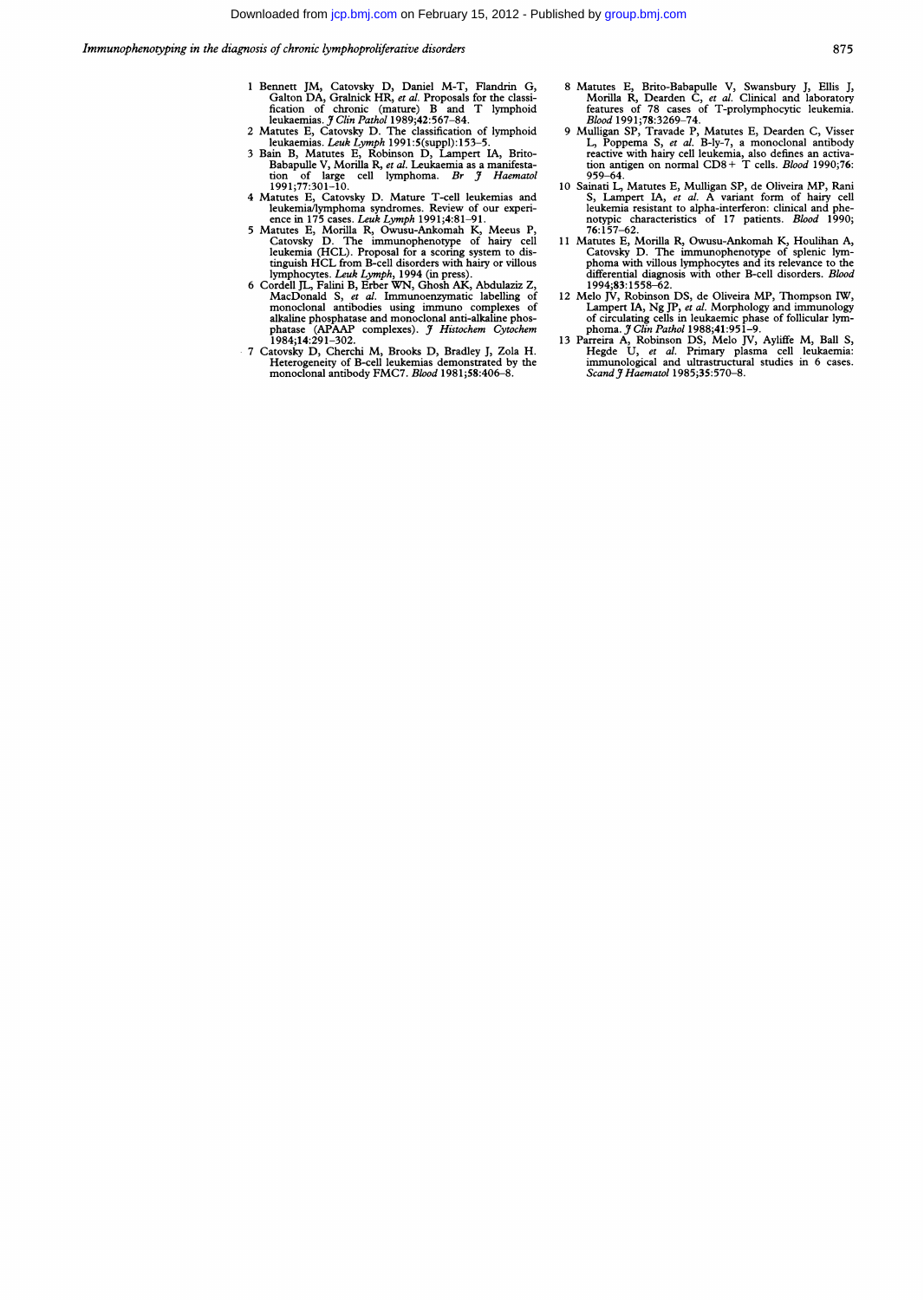1 Bennett JM, Catovsky D, Daniel M-T, Flandrin G, Galton DA, Gralnick HR, *et al.* Proposals for the classification of chronic (mature) B and T lymphoid leukaemias. *J Clin Pathol* 1989;**42**:567–84.

2 Matutes E, Catovsky D. The classification of lymphoid leukaemias. *Leuk Lymph* 1991:**5**(suppl):153–5.

3 Bain B, Matutes E, Robinson D, Lampert IA, Brito-Babapulle V, Morilla R, *et al.* Leukaemia as a manifestation of large cell lymphoma. *Br J Haematol* 1991;**77**:301–10.

4 Matutes E, Catovsky D. Mature T-cell leukemias and leukemia/lymphoma syndromes. Review of our experience in 175 cases. *Leuk Lymph* 1991;**4**:81–91.

5 Matutes E, Morilla R, Owusu-Ankomah K, Meeus P, Catovsky D. The immunophenotype of hairy cell leukemia (HCL). Proposal for a scoring system to distinguish HCL from B-cell disorders with hairy or villous lymphocytes. *Leuk Lymph*, 1994 (in press).

6 Cordell JL, Falini B, Erber WN, Ghosh AK, Abdulaziz Z, MacDonald S, *et al.* Immunoenzymatic labelling of monoclonal antibodies using immuno complexes of alkaline phosphatase and monoclonal anti-alkaline phosphatase (APAAP complexes). *J Histochem Cytochem* 1984;**14**:291–302.

7 Catovsky D, Cherchi M, Brooks D, Bradley J, Zola H. Heterogeneity of B-cell leukemias demonstrated by the monoclonal antibody FMC7. *Blood* 1981;**58**:406–8.

8 Matutes E, Brito-Babapulle V, Swansbury J, Ellis J, Morilla R, Dearden C, *et al.* Clinical and laboratory features of 78 cases of T-prolymphocytic leukemia. *Blood* 1991;**78**:3269–74.

9 Mulligan SP, Travade P, Matutes E, Dearden C, Visser L, Poppema S, *et al.* B-ly-7, a monoclonal antibody reactive with hairy cell leukemia, also defines an activation antigen on normal CD8+ T cells. *Blood* 1990;**76**:959–64.

10 Sainati L, Matutes E, Mulligan SP, de Oliveira MP, Rani S, Lampert IA, *et al.* A variant form of hairy cell leukemia resistant to alpha-interferon: clinical and phenotypic characteristics of 17 patients. *Blood* 1990; **76**:157–62.

11 Matutes E, Morilla R, Owusu-Ankomah K, Houlihan A, Catovsky D. The immunophenotype of splenic lymphoma with villous lymphocytes and its relevance to the differential diagnosis with other B-cell disorders. *Blood* 1994;**83**:1558–62.

12 Melo JV, Robinson DS, de Oliveira MP, Thompson IW, Lampert IA, Ng JP, *et al.* Morphology and immunology of circulating cells in leukaemic phase of follicular lymphoma. *J Clin Pathol* 1988;**41**:951–9.

13 Parreira A, Robinson DS, Melo JV, Ayliffe M, Ball S, Hegde U, *et al.* Primary plasma cell leukaemia: immunological and ultrastructural studies in 6 cases. *Scand J Haematol* 1985;**35**:570–8.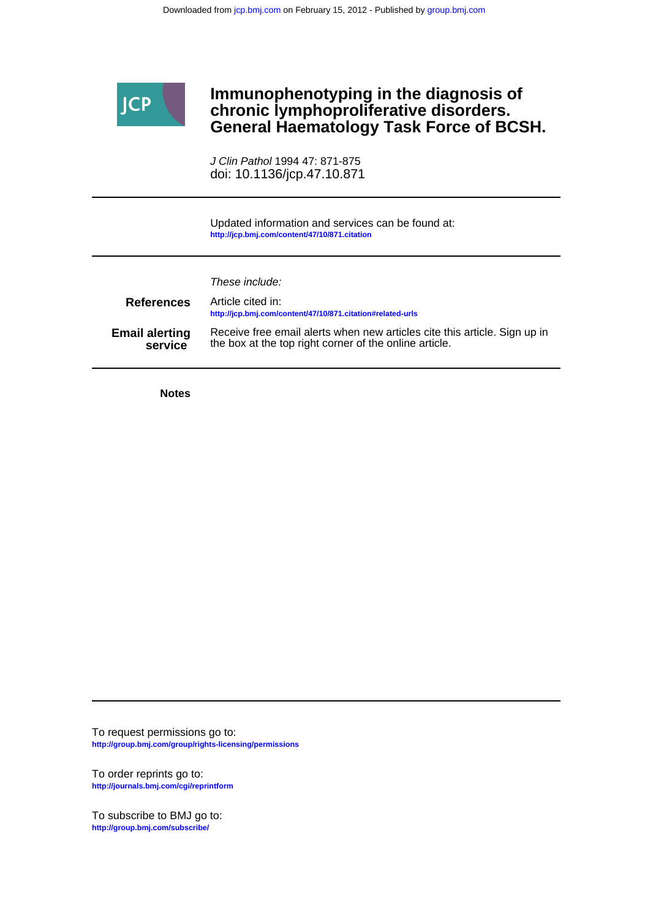Downloaded from jcp.bmj.com on February 15, 2012 - Published by group.bmj.com

JCP

# Immunophenotyping in the diagnosis of chronic lymphoproliferative disorders. General Haematology Task Force of BCSH.

*J Clin Pathol* 1994 47: 871-875
doi: 10.1136/jcp.47.10.871

Updated information and services can be found at:
http://jcp.bmj.com/content/47/10/871.citation

*These include:*

**References**

Article cited in:
http://jcp.bmj.com/content/47/10/871.citation#related-urls

**Email alerting service**

Receive free email alerts when new articles cite this article. Sign up in the box at the top right corner of the online article.

**Notes**

To request permissions go to:
http://group.bmj.com/group/rights-licensing/permissions

To order reprints go to:
http://journals.bmj.com/cgi/reprintform

To subscribe to BMJ go to:
http://group.bmj.com/subscribe/